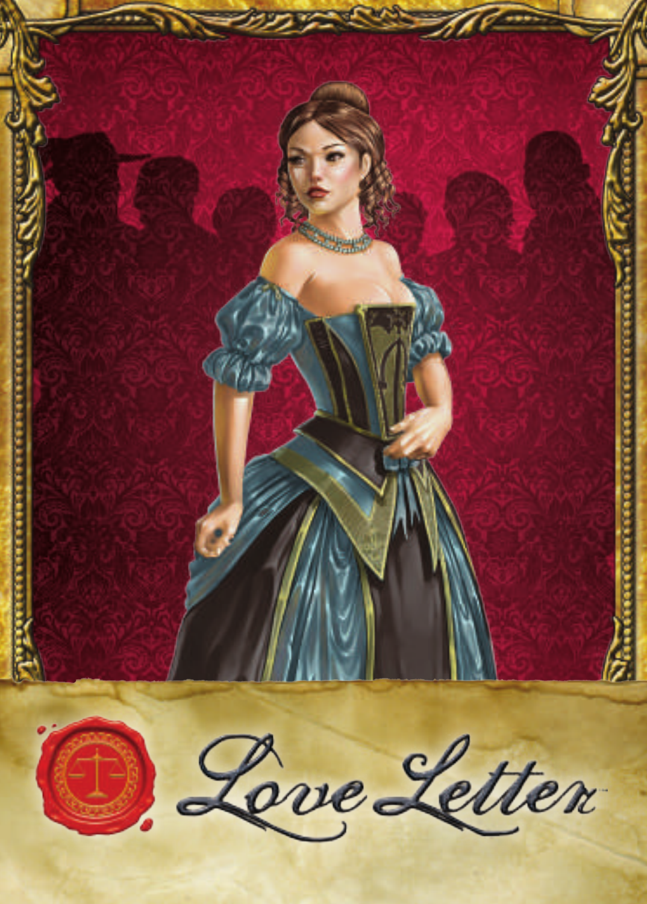# Love Letter™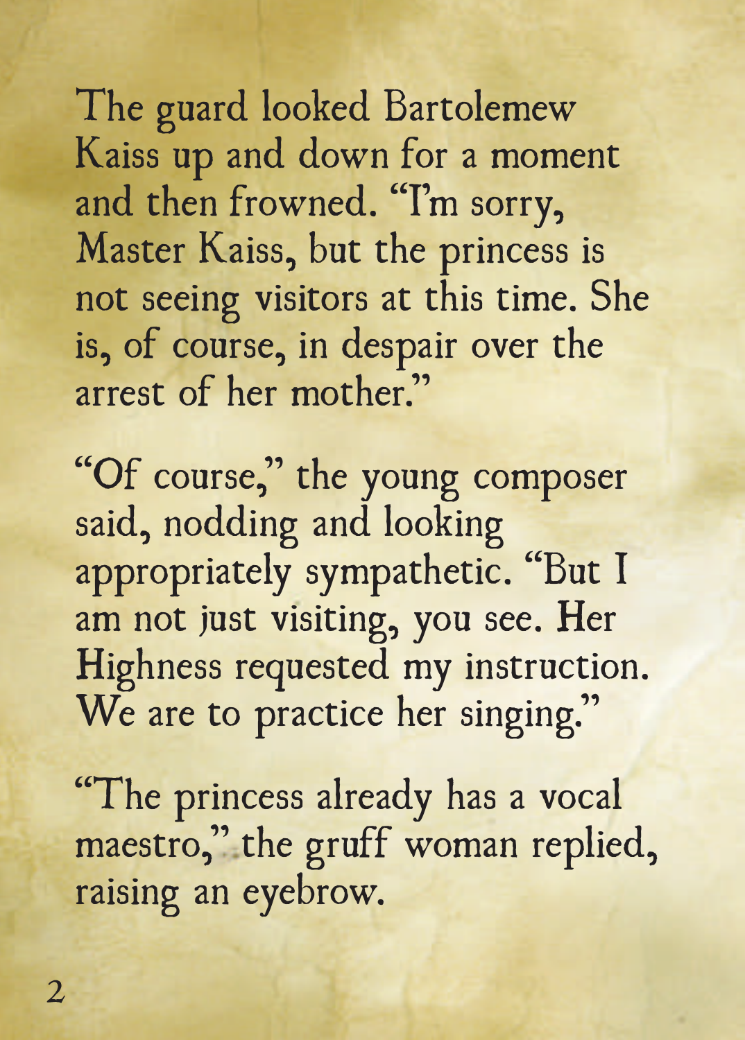The guard looked Bartolemew Kaiss up and down for a moment and then frowned. "I'm sorry, Master Kaiss, but the princess is not seeing visitors at this time. She is, of course, in despair over the arrest of her mother."

"Of course," the young composer said, nodding and looking appropriately sympathetic. "But I am not just visiting, you see. Her Highness requested my instruction. We are to practice her singing."

"The princess already has a vocal maestro," the gruff woman replied, raising an eyebrow.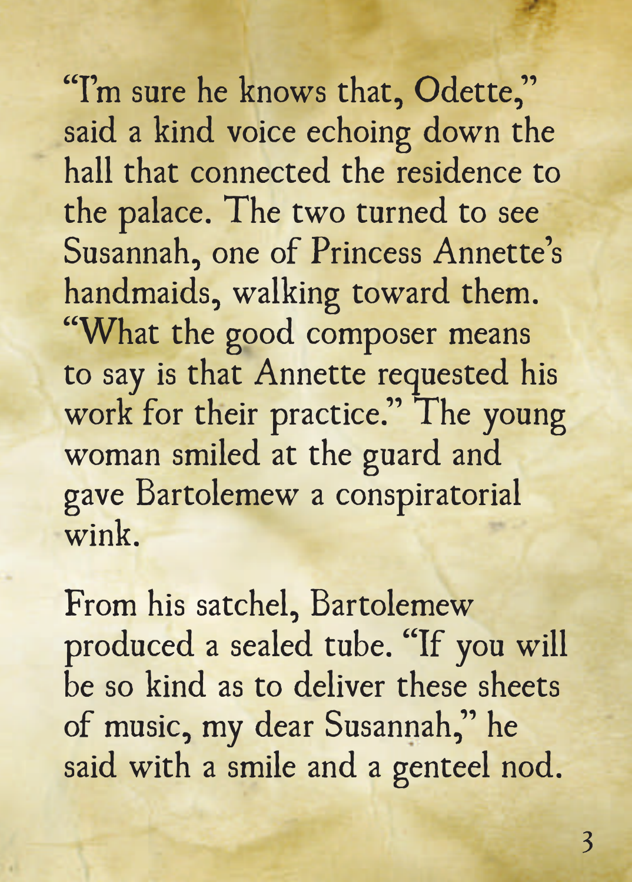"I'm sure he knows that, Odette," said a kind voice echoing down the hall that connected the residence to the palace. The two turned to see Susannah, one of Princess Annette's handmaids, walking toward them. "What the good composer means to say is that Annette requested his work for their practice." The young woman smiled at the guard and gave Bartolemew a conspiratorial wink.

From his satchel, Bartolemew produced a sealed tube. "If you will be so kind as to deliver these sheets of music, my dear Susannah," he said with a smile and a genteel nod.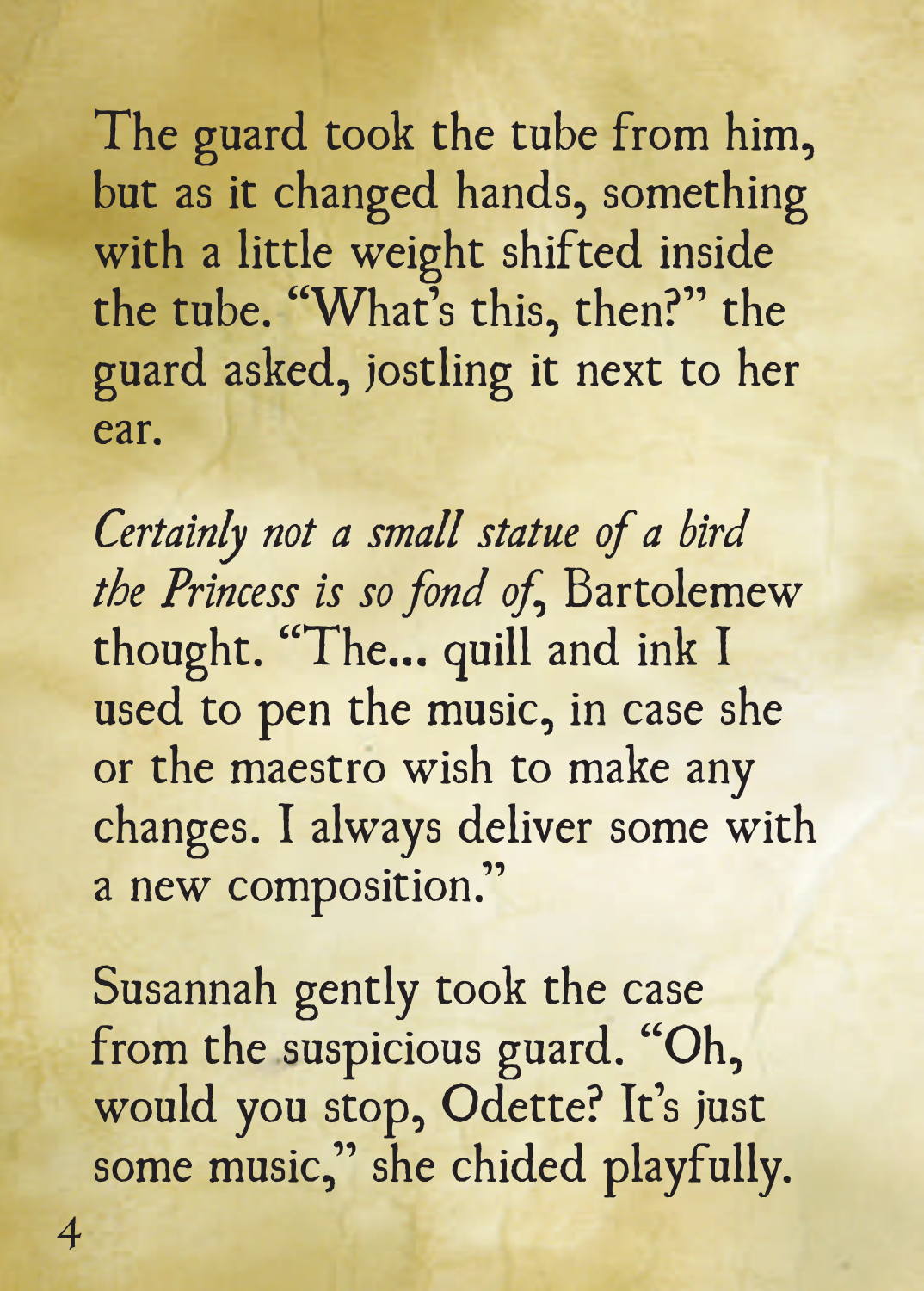The guard took the tube from him, but as it changed hands, something with a little weight shifted inside the tube. "What's this, then?" the guard asked, jostling it next to her ear.

*Certainly not a small statue of a bird the Princess is so fond of*, Bartolemew thought. "The... quill and ink I used to pen the music, in case she or the maestro wish to make any changes. I always deliver some with a new composition."

Susannah gently took the case from the suspicious guard. "Oh, would you stop, Odette? It's just some music," she chided playfully.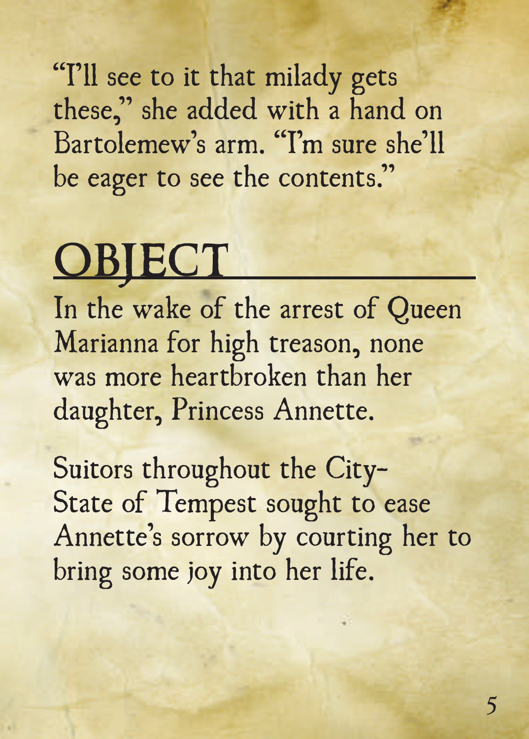"I'll see to it that milady gets these," she added with a hand on Bartolemew's arm. "I'm sure she'll be eager to see the contents."

# OBJECT

In the wake of the arrest of Queen Marianna for high treason, none was more heartbroken than her daughter, Princess Annette.

Suitors throughout the City-State of Tempest sought to ease Annette's sorrow by courting her to bring some joy into her life.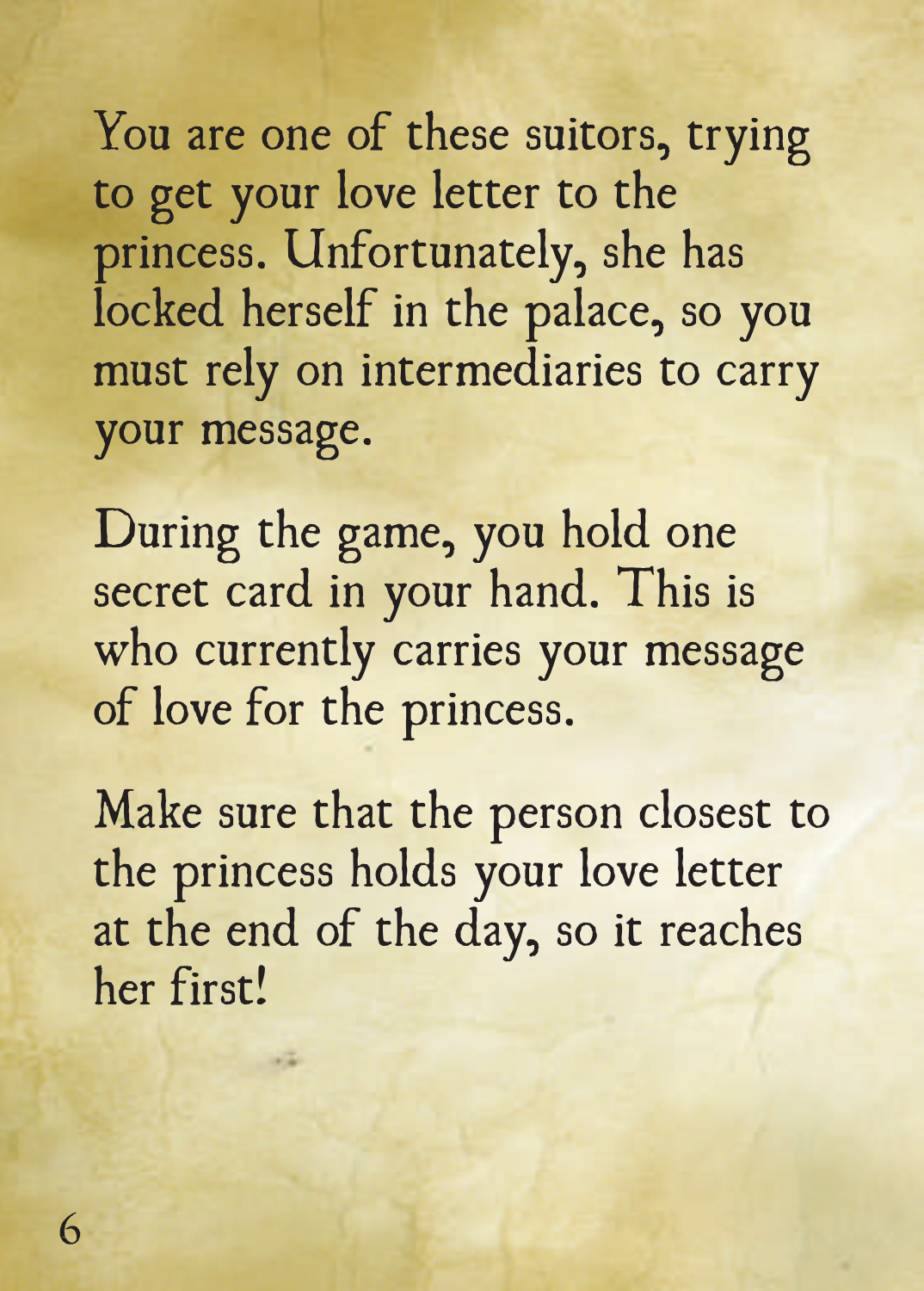You are one of these suitors, trying to get your love letter to the princess. Unfortunately, she has locked herself in the palace, so you must rely on intermediaries to carry your message.

During the game, you hold one secret card in your hand. This is who currently carries your message of love for the princess.

Make sure that the person closest to the princess holds your love letter at the end of the day, so it reaches her first!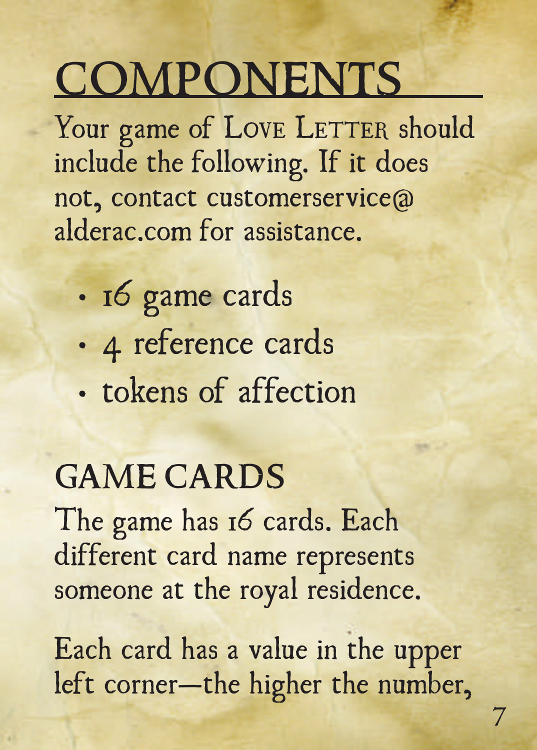# COMPONENTS

Your game of LOVE LETTER should include the following. If it does not, contact customerservice@alderac.com for assistance.

- 16 game cards
- 4 reference cards
- tokens of affection

## GAME CARDS

The game has 16 cards. Each different card name represents someone at the royal residence.

Each card has a value in the upper left corner—the higher the number,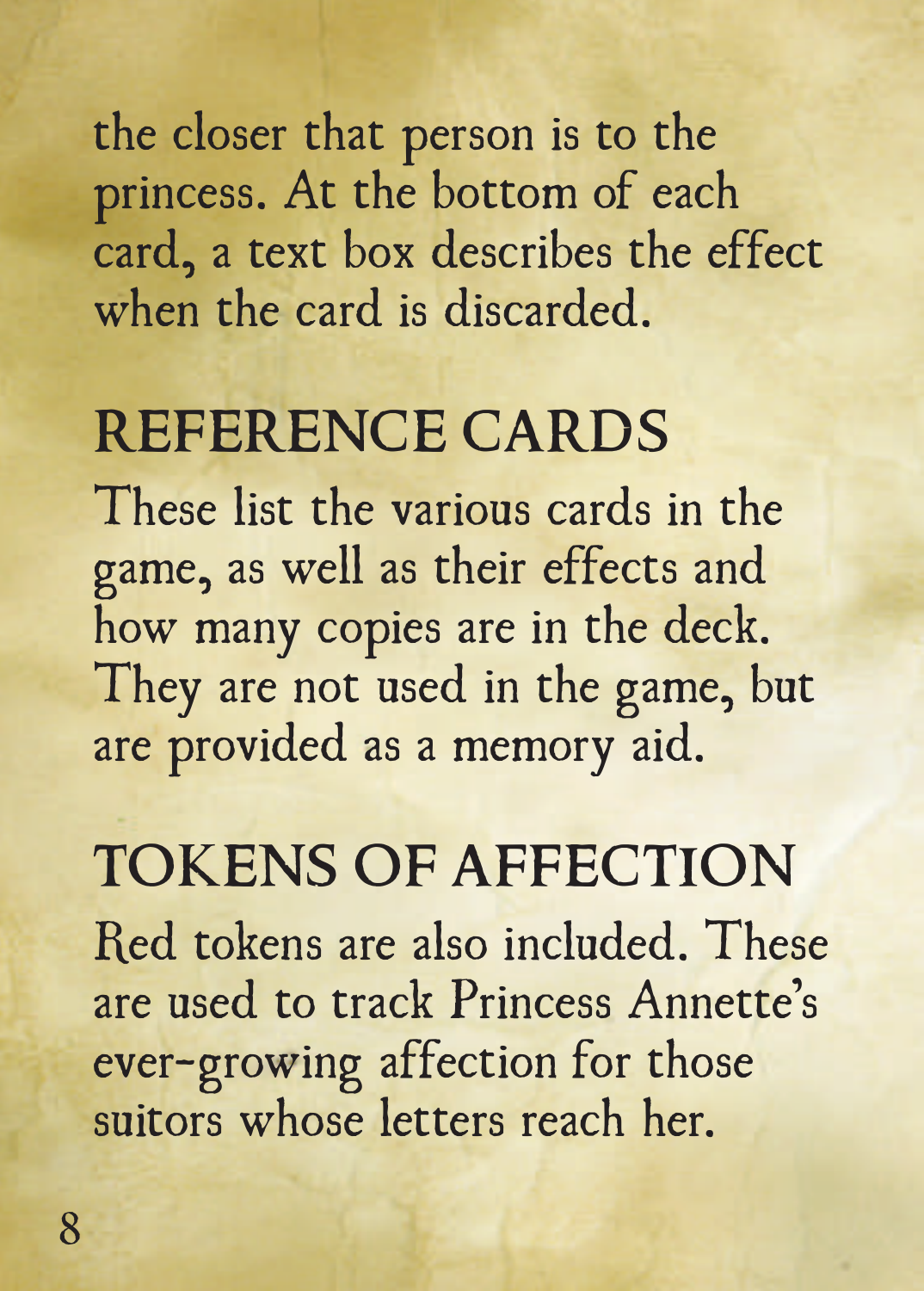the closer that person is to the princess. At the bottom of each card, a text box describes the effect when the card is discarded.

## REFERENCE CARDS

These list the various cards in the game, as well as their effects and how many copies are in the deck. They are not used in the game, but are provided as a memory aid.

## TOKENS OF AFFECTION

Red tokens are also included. These are used to track Princess Annette's ever-growing affection for those suitors whose letters reach her.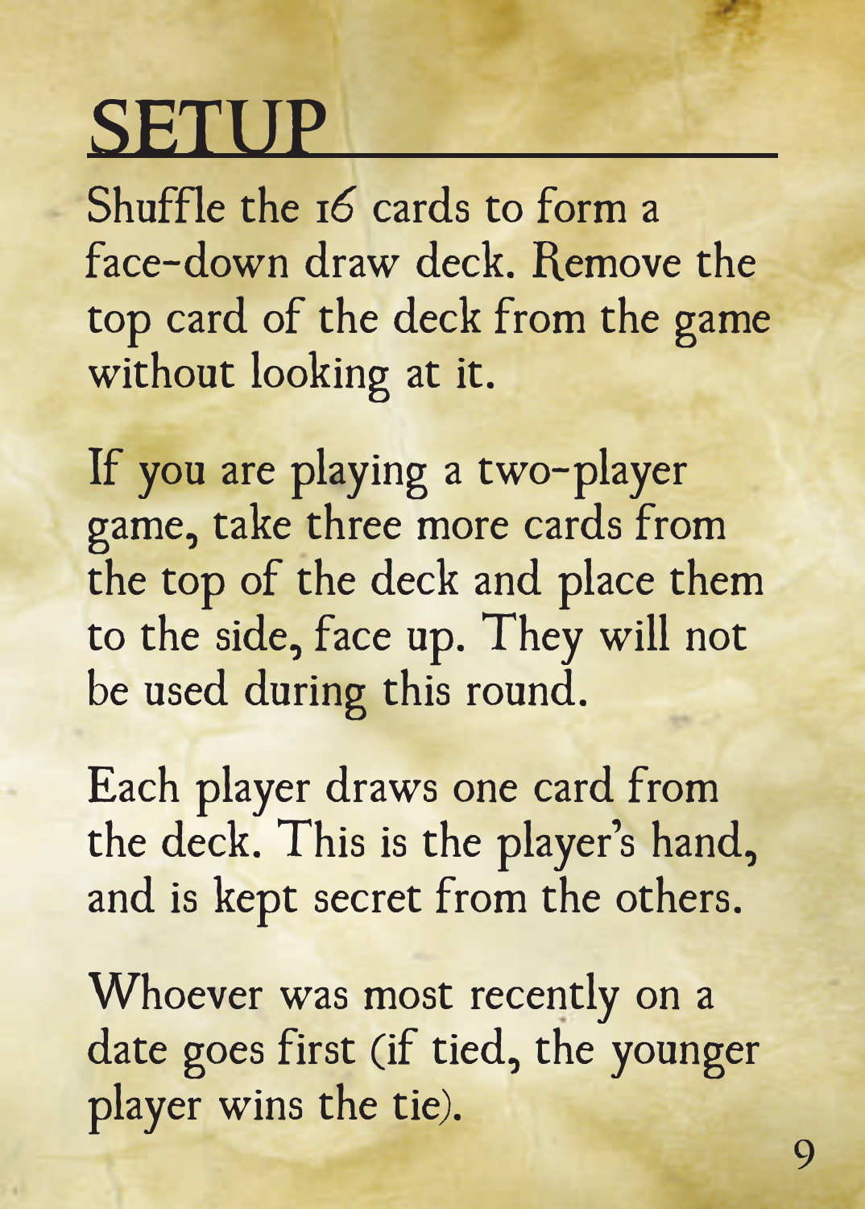# SETUP

Shuffle the 16 cards to form a face-down draw deck. Remove the top card of the deck from the game without looking at it.

If you are playing a two-player game, take three more cards from the top of the deck and place them to the side, face up. They will not be used during this round.

Each player draws one card from the deck. This is the player's hand, and is kept secret from the others.

Whoever was most recently on a date goes first (if tied, the younger player wins the tie).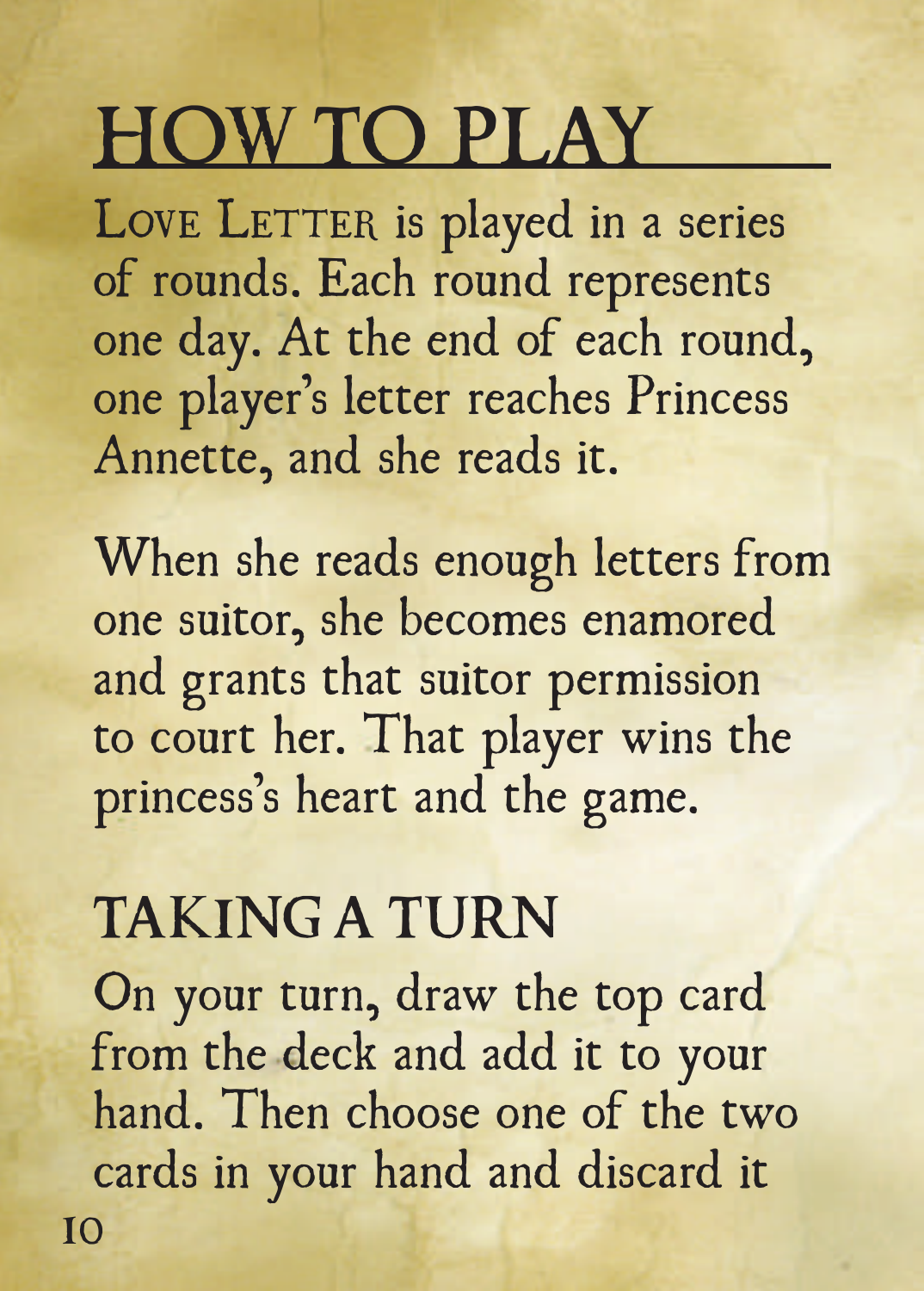# HOW TO PLAY

LOVE LETTER is played in a series of rounds. Each round represents one day. At the end of each round, one player's letter reaches Princess Annette, and she reads it.

When she reads enough letters from one suitor, she becomes enamored and grants that suitor permission to court her. That player wins the princess's heart and the game.

## TAKING A TURN

On your turn, draw the top card from the deck and add it to your hand. Then choose one of the two cards in your hand and discard it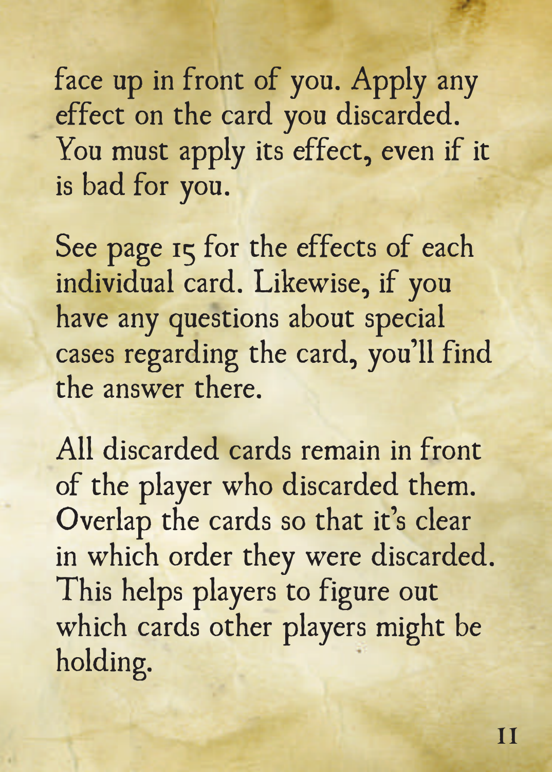face up in front of you. Apply any effect on the card you discarded. You must apply its effect, even if it is bad for you.

See page 15 for the effects of each individual card. Likewise, if you have any questions about special cases regarding the card, you'll find the answer there.

All discarded cards remain in front of the player who discarded them. Overlap the cards so that it's clear in which order they were discarded. This helps players to figure out which cards other players might be holding.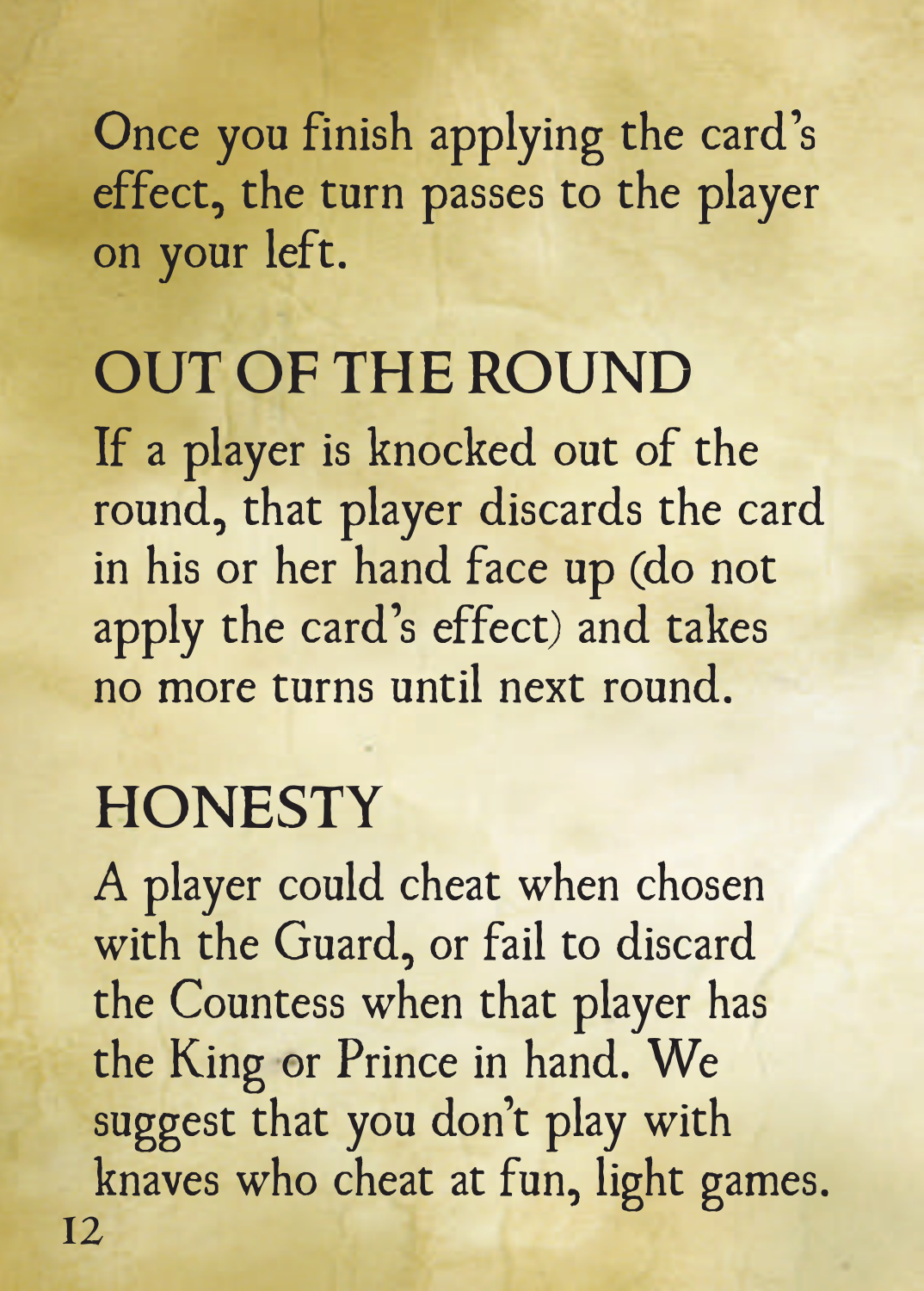Once you finish applying the card's effect, the turn passes to the player on your left.

## OUT OF THE ROUND

If a player is knocked out of the round, that player discards the card in his or her hand face up (do not apply the card's effect) and takes no more turns until next round.

## HONESTY

A player could cheat when chosen with the Guard, or fail to discard the Countess when that player has the King or Prince in hand. We suggest that you don't play with knaves who cheat at fun, light games.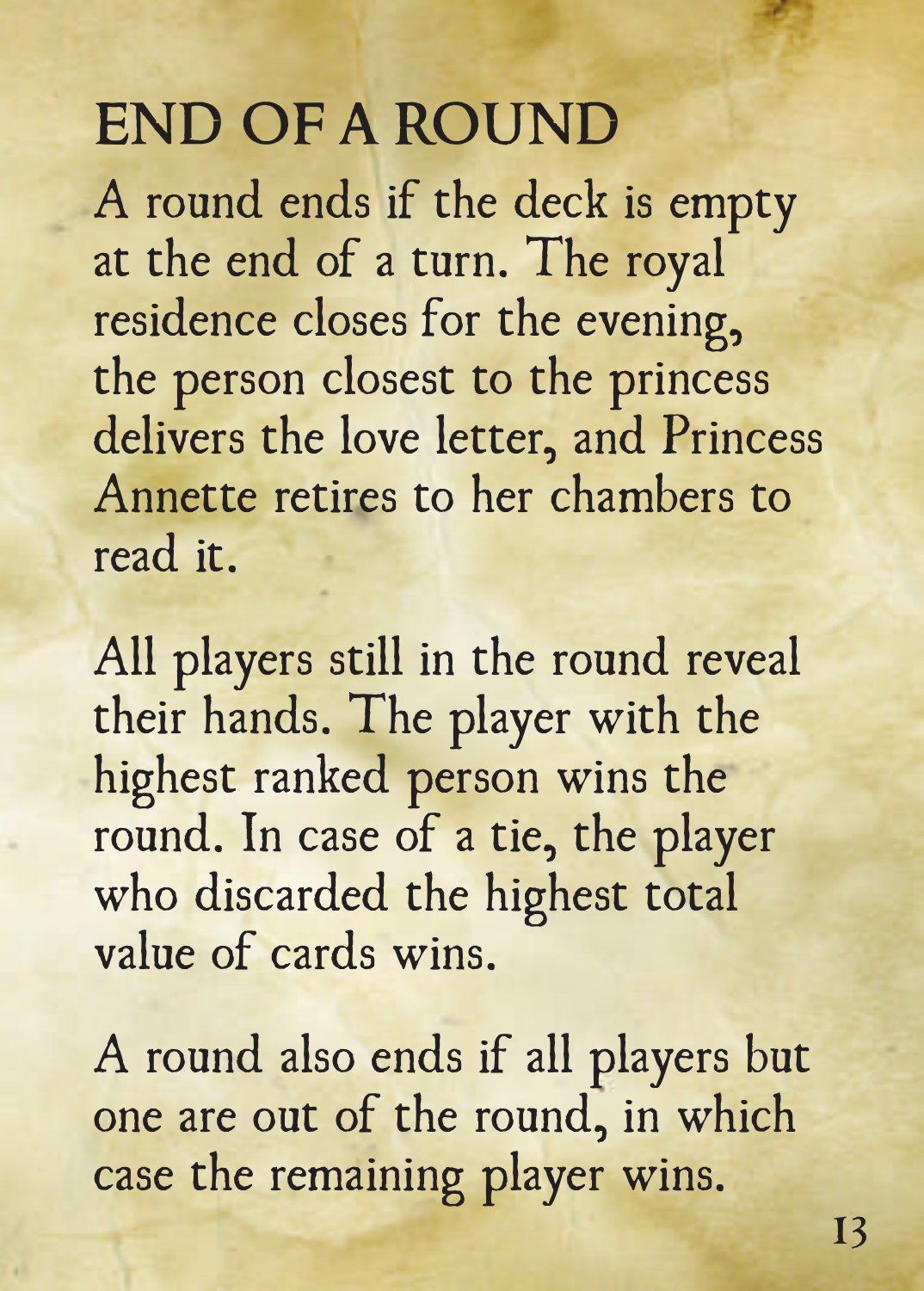# END OF A ROUND

A round ends if the deck is empty at the end of a turn. The royal residence closes for the evening, the person closest to the princess delivers the love letter, and Princess Annette retires to her chambers to read it.

All players still in the round reveal their hands. The player with the highest ranked person wins the round. In case of a tie, the player who discarded the highest total value of cards wins.

A round also ends if all players but one are out of the round, in which case the remaining player wins.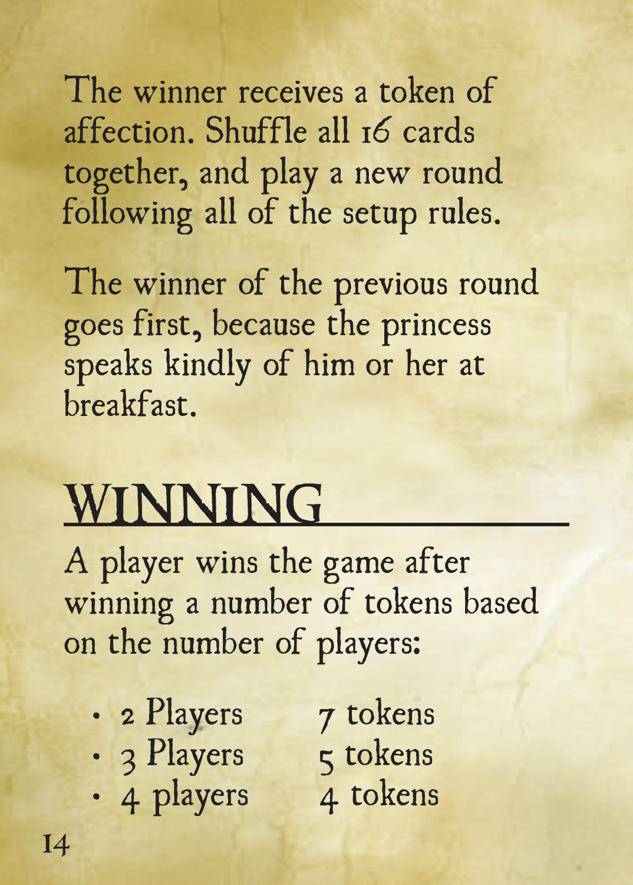The winner receives a token of affection. Shuffle all 16 cards together, and play a new round following all of the setup rules.

The winner of the previous round goes first, because the princess speaks kindly of him or her at breakfast.

## WINNING

A player wins the game after winning a number of tokens based on the number of players:

- 2 Players 7 tokens
- 3 Players 5 tokens
- 4 players 4 tokens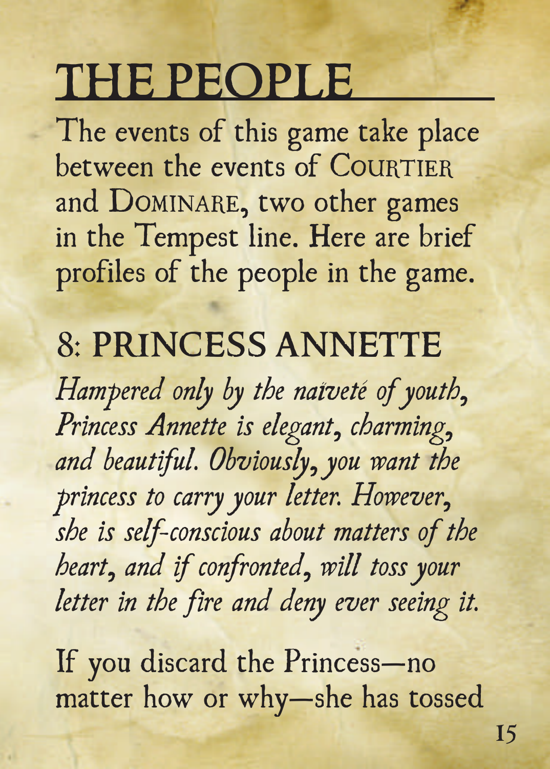# THE PEOPLE

The events of this game take place between the events of COURTIER and DOMINARE, two other games in the Tempest line. Here are brief profiles of the people in the game.

## 8: PRINCESS ANNETTE

*Hampered only by the naïveté of youth, Princess Annette is elegant, charming, and beautiful. Obviously, you want the princess to carry your letter. However, she is self-conscious about matters of the heart, and if confronted, will toss your letter in the fire and deny ever seeing it.*

If you discard the Princess—no matter how or why—she has tossed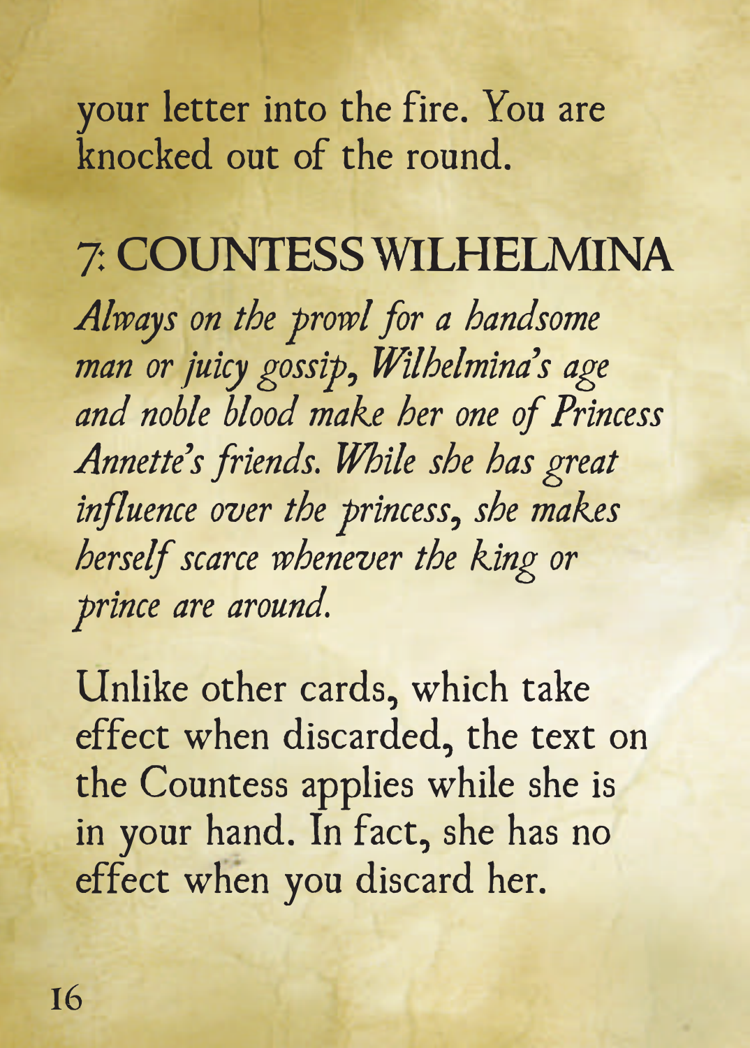your letter into the fire. You are knocked out of the round.

## 7: COUNTESS WILHELMINA

*Always on the prowl for a handsome man or juicy gossip, Wilhelmina's age and noble blood make her one of Princess Annette's friends. While she has great influence over the princess, she makes herself scarce whenever the king or prince are around.*

Unlike other cards, which take effect when discarded, the text on the Countess applies while she is in your hand. In fact, she has no effect when you discard her.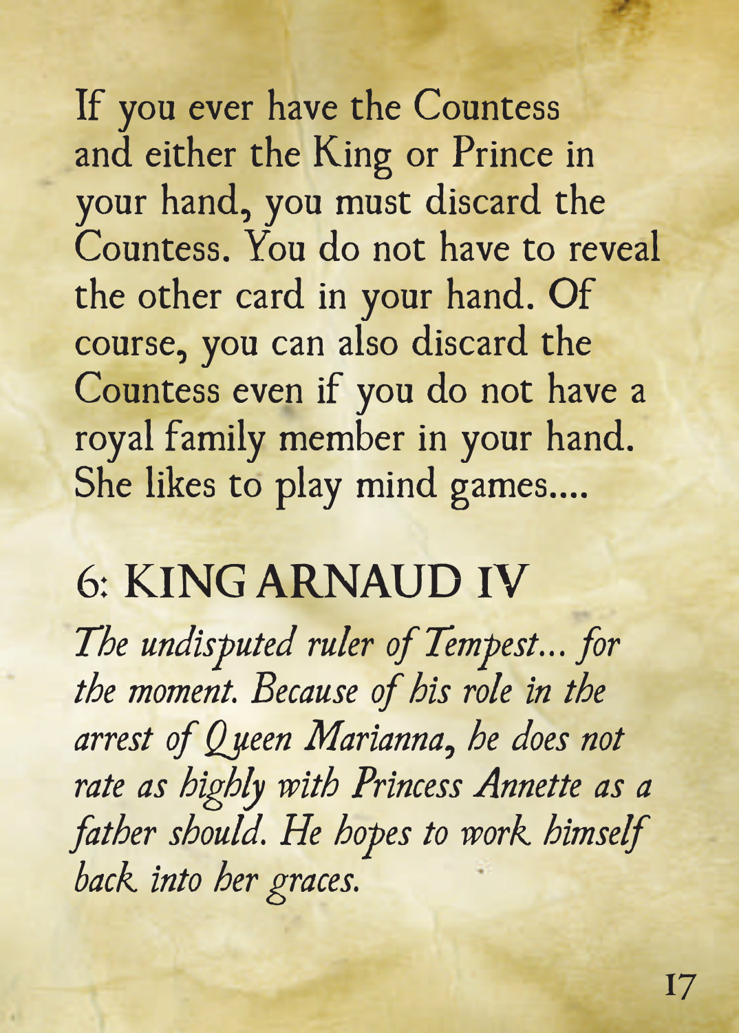If you ever have the Countess and either the King or Prince in your hand, you must discard the Countess. You do not have to reveal the other card in your hand. Of course, you can also discard the Countess even if you do not have a royal family member in your hand. She likes to play mind games....

## 6: KING ARNAUD IV

*The undisputed ruler of Tempest... for the moment. Because of his role in the arrest of Queen Marianna, he does not rate as highly with Princess Annette as a father should. He hopes to work himself back into her graces.*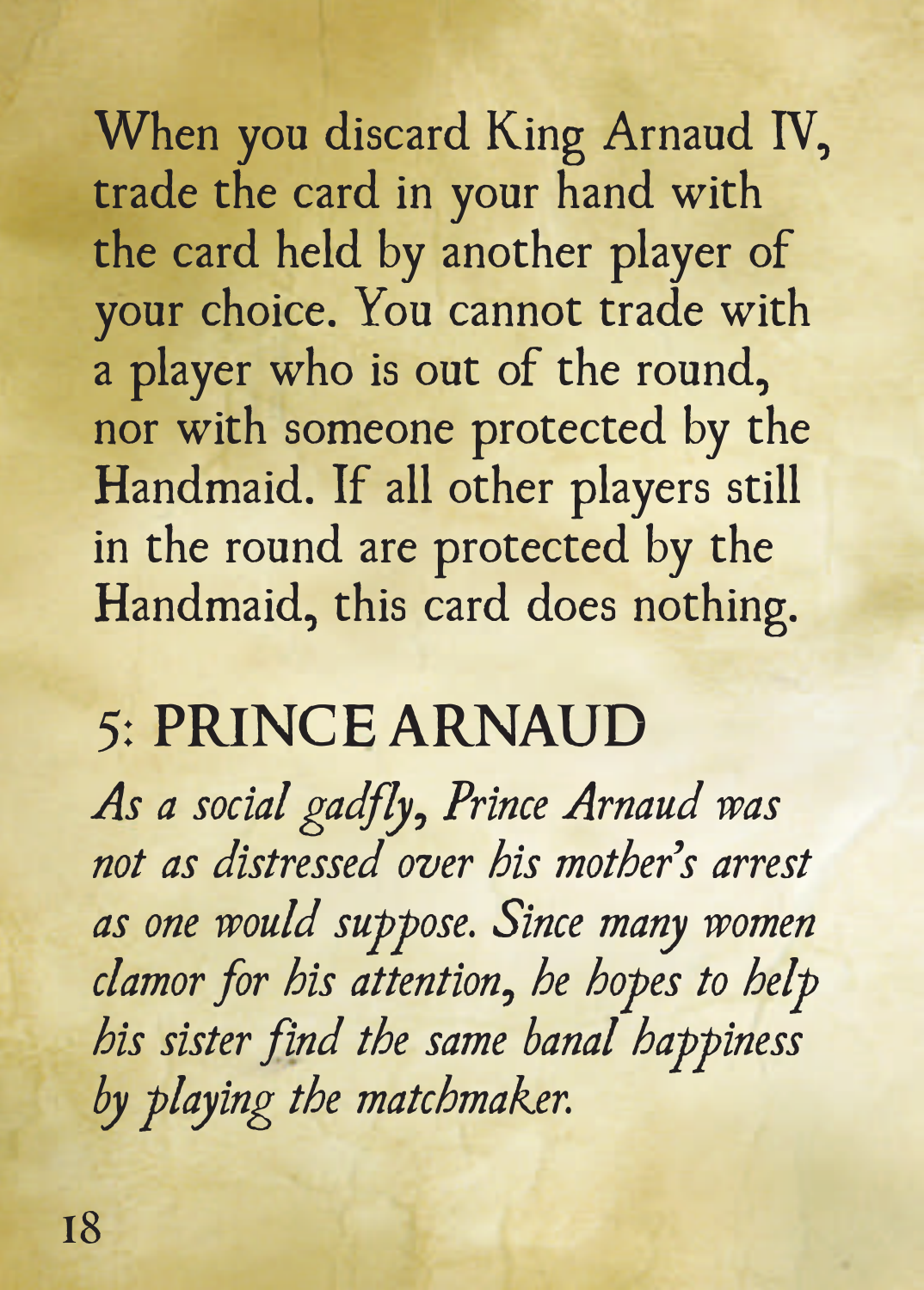When you discard King Arnaud IV, trade the card in your hand with the card held by another player of your choice. You cannot trade with a player who is out of the round, nor with someone protected by the Handmaid. If all other players still in the round are protected by the Handmaid, this card does nothing.

## 5: PRINCE ARNAUD

*As a social gadfly, Prince Arnaud was not as distressed over his mother's arrest as one would suppose. Since many women clamor for his attention, he hopes to help his sister find the same banal happiness by playing the matchmaker.*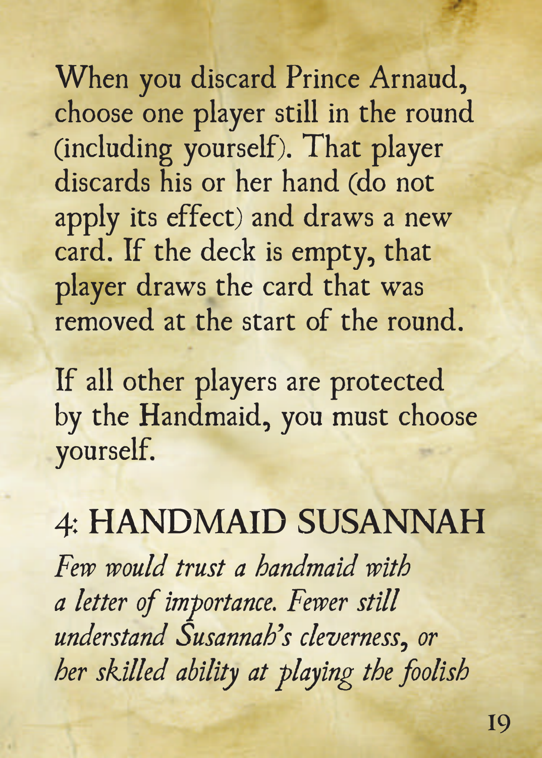When you discard Prince Arnaud, choose one player still in the round (including yourself). That player discards his or her hand (do not apply its effect) and draws a new card. If the deck is empty, that player draws the card that was removed at the start of the round.

If all other players are protected by the Handmaid, you must choose yourself.

## 4: HANDMAID SUSANNAH

*Few would trust a handmaid with a letter of importance. Fewer still understand Susannah's cleverness, or her skilled ability at playing the foolish*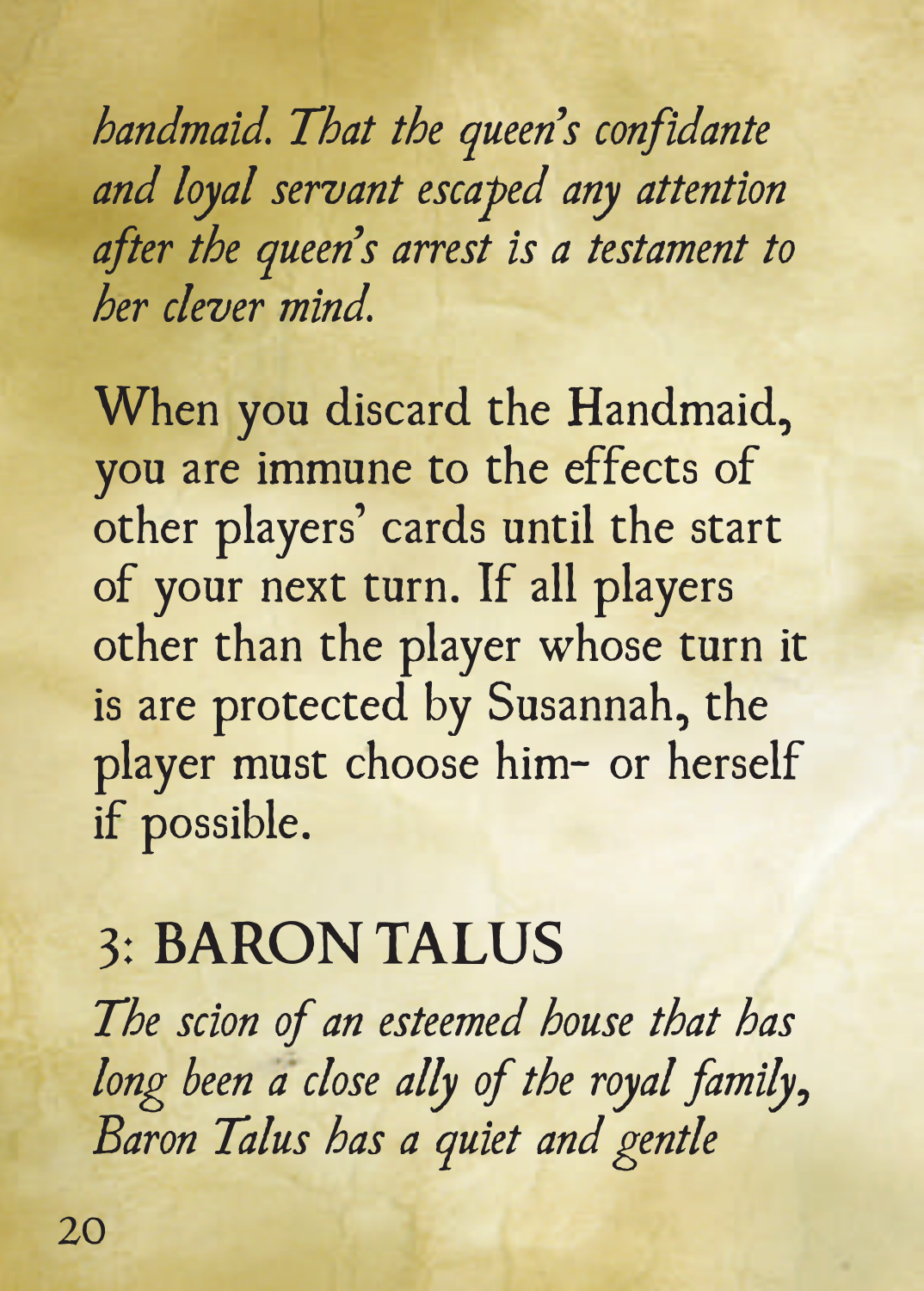*handmaid. That the queen's confidante and loyal servant escaped any attention after the queen's arrest is a testament to her clever mind.*

When you discard the Handmaid, you are immune to the effects of other players' cards until the start of your next turn. If all players other than the player whose turn it is are protected by Susannah, the player must choose him- or herself if possible.

## 3: BARON TALUS

*The scion of an esteemed house that has long been a close ally of the royal family, Baron Talus has a quiet and gentle*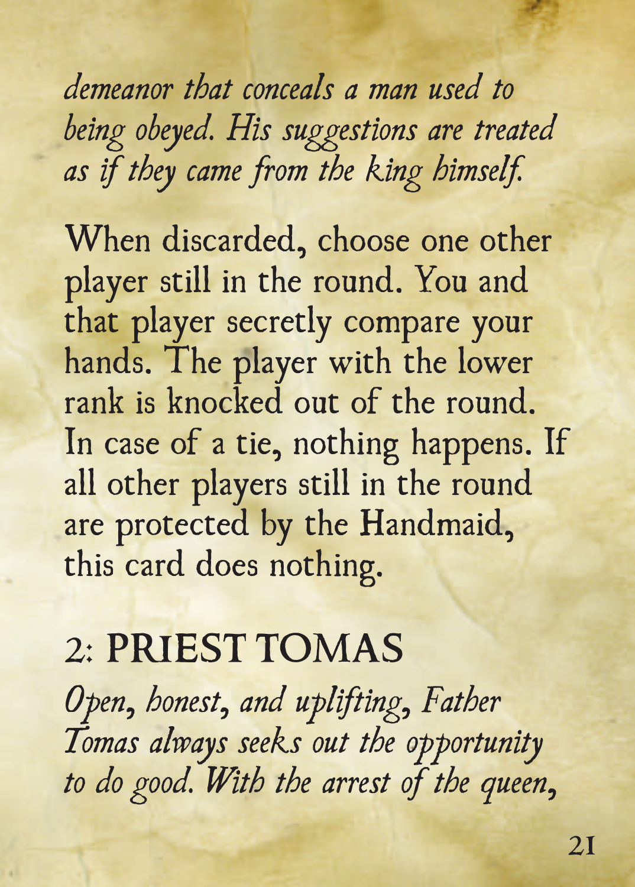*demeanor that conceals a man used to being obeyed. His suggestions are treated as if they came from the king himself.*

When discarded, choose one other player still in the round. You and that player secretly compare your hands. The player with the lower rank is knocked out of the round. In case of a tie, nothing happens. If all other players still in the round are protected by the Handmaid, this card does nothing.

## 2: PRIEST TOMAS

*Open, honest, and uplifting, Father Tomas always seeks out the opportunity to do good. With the arrest of the queen,*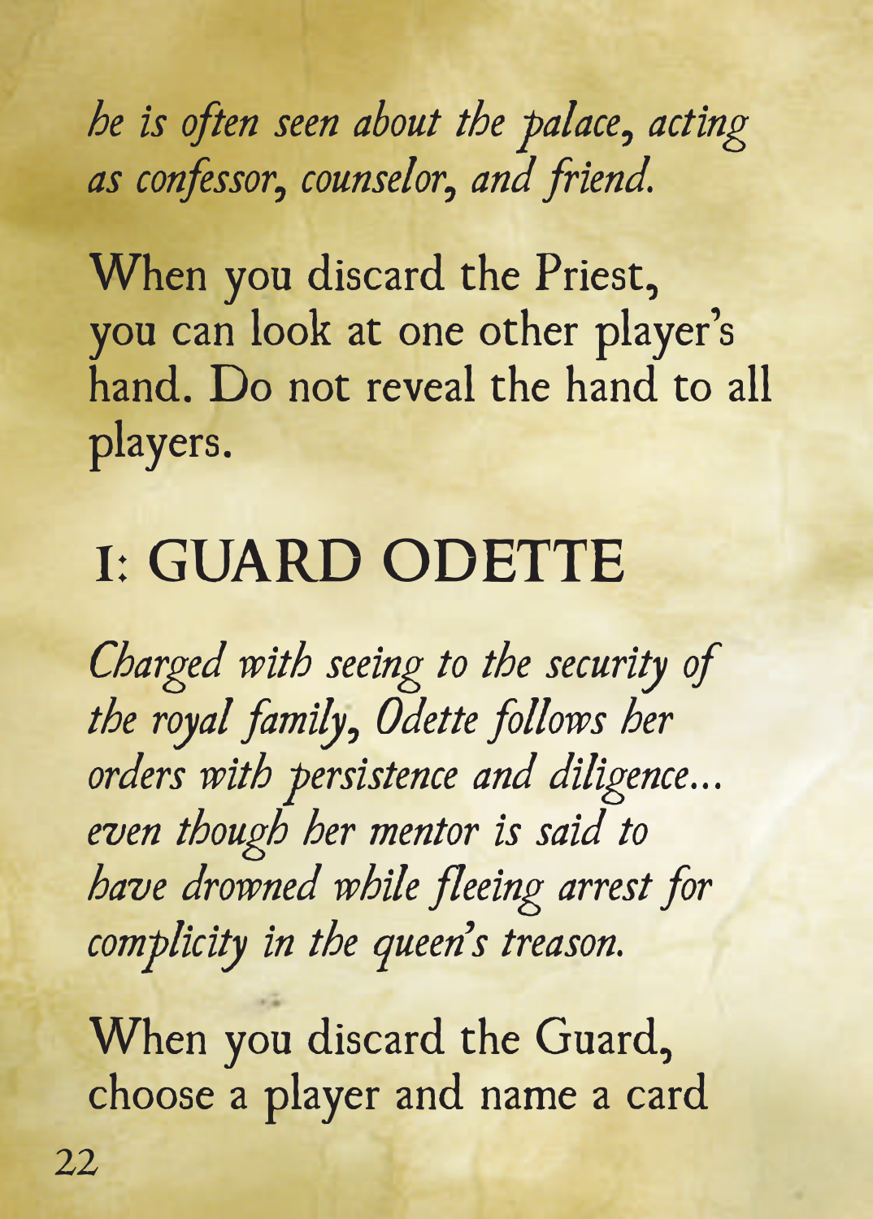*he is often seen about the palace, acting as confessor, counselor, and friend.*

When you discard the Priest, you can look at one other player's hand. Do not reveal the hand to all players.

## 1: GUARD ODETTE

*Charged with seeing to the security of the royal family, Odette follows her orders with persistence and diligence... even though her mentor is said to have drowned while fleeing arrest for complicity in the queen's treason.*

When you discard the Guard, choose a player and name a card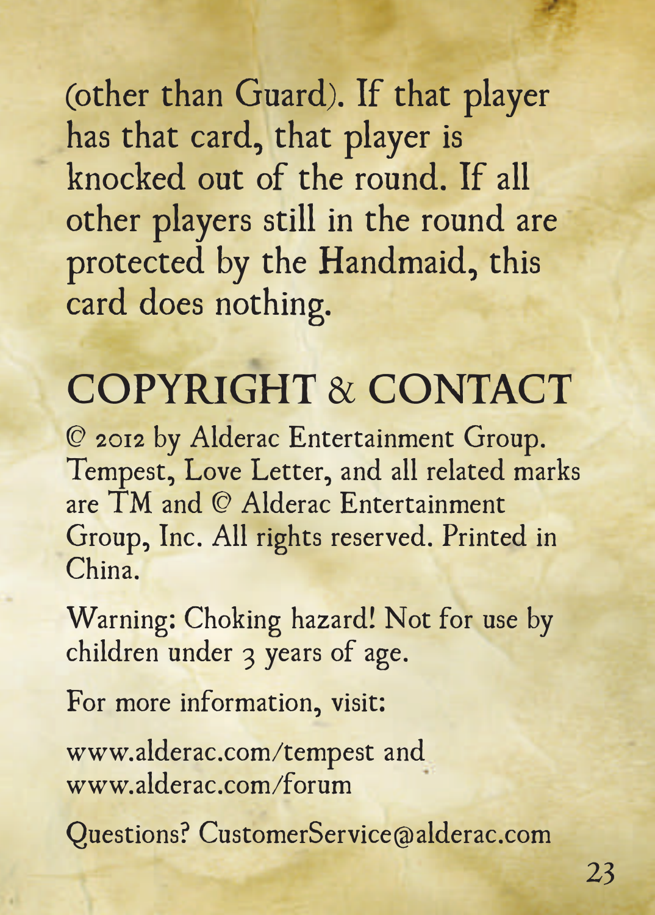(other than Guard). If that player has that card, that player is knocked out of the round. If all other players still in the round are protected by the Handmaid, this card does nothing.

## COPYRIGHT & CONTACT

© 2012 by Alderac Entertainment Group. Tempest, Love Letter, and all related marks are TM and © Alderac Entertainment Group, Inc. All rights reserved. Printed in China.

Warning: Choking hazard! Not for use by children under 3 years of age.

For more information, visit:

www.alderac.com/tempest and www.alderac.com/forum

Questions? CustomerService@alderac.com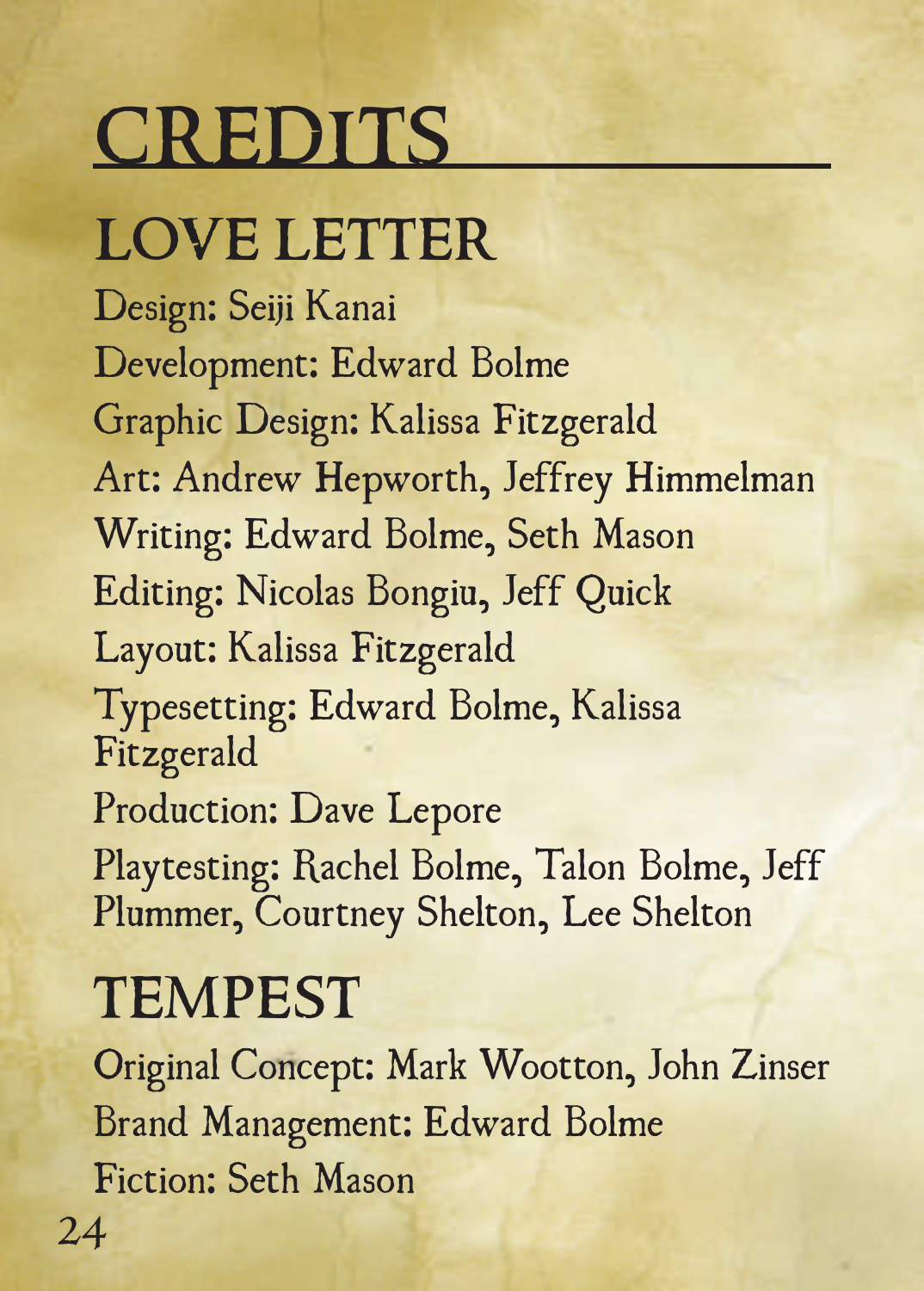# CREDITS

## LOVE LETTER

Design: Seiji Kanai

Development: Edward Bolme

Graphic Design: Kalissa Fitzgerald

Art: Andrew Hepworth, Jeffrey Himmelman

Writing: Edward Bolme, Seth Mason

Editing: Nicolas Bongiu, Jeff Quick

Layout: Kalissa Fitzgerald

Typesetting: Edward Bolme, Kalissa Fitzgerald

Production: Dave Lepore

Playtesting: Rachel Bolme, Talon Bolme, Jeff Plummer, Courtney Shelton, Lee Shelton

## TEMPEST

Original Concept: Mark Wootton, John Zinser

Brand Management: Edward Bolme

Fiction: Seth Mason